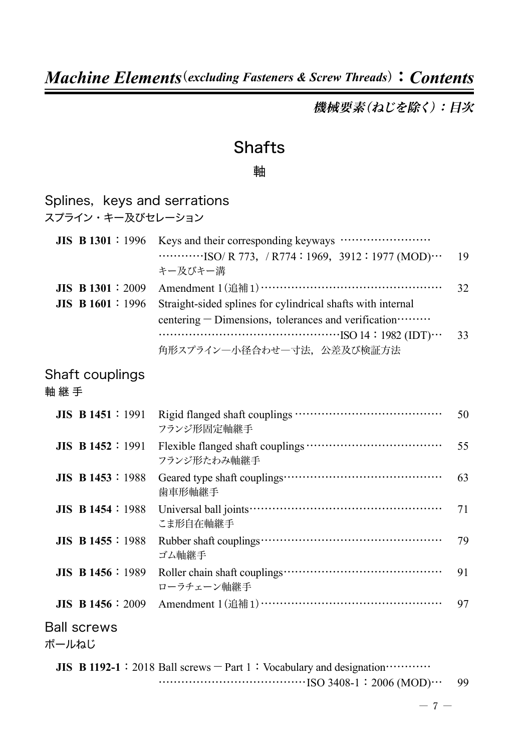# *Machine Elements*（*excluding Fasteners & Screw Threads*）：*Contents*

***機械要素（ねじを除く）：目次***

## Shafts

軸

### Splines，keys and serrations

スプライン・キー及びセレーション

| | | |
|---|---|---|
| **JIS B 1301**：1996 | Keys and their corresponding keyways ……………………<br>…………ISO/ R 773，/ R774：1969，3912：1977 (MOD)…<br>キー及びキー溝 | 19 |
| **JIS B 1301**：2009 | Amendment 1（追補1）………………………………………… | 32 |
| **JIS B 1601**：1996 | Straight-sided splines for cylindrical shafts with internal centering － Dimensions，tolerances and verification………<br>…………………………………………ISO 14：1982 (IDT)…<br>角形スプライン―小径合わせ―寸法，公差及び検証方法 | 33 |

### Shaft couplings

軸 継 手

| | | |
|---|---|---|
| **JIS B 1451**：1991 | Rigid flanged shaft couplings ………………………………<br>フランジ形固定軸継手 | 50 |
| **JIS B 1452**：1991 | Flexible flanged shaft couplings ……………………………<br>フランジ形たわみ軸継手 | 55 |
| **JIS B 1453**：1988 | Geared type shaft couplings…………………………………<br>歯車形軸継手 | 63 |
| **JIS B 1454**：1988 | Universal ball joints……………………………………………<br>こま形自在軸継手 | 71 |
| **JIS B 1455**：1988 | Rubber shaft couplings…………………………………………<br>ゴム軸継手 | 79 |
| **JIS B 1456**：1989 | Roller chain shaft couplings…………………………………<br>ローラチェーン軸継手 | 91 |
| **JIS B 1456**：2009 | Amendment 1（追補1）………………………………………… | 97 |

### Ball screws

ボールねじ

| | | |
|---|---|---|
| **JIS B 1192-1**：2018 | Ball screws － Part 1：Vocabulary and designation…………<br>…………………………………ISO 3408-1：2006 (MOD)… | 99 |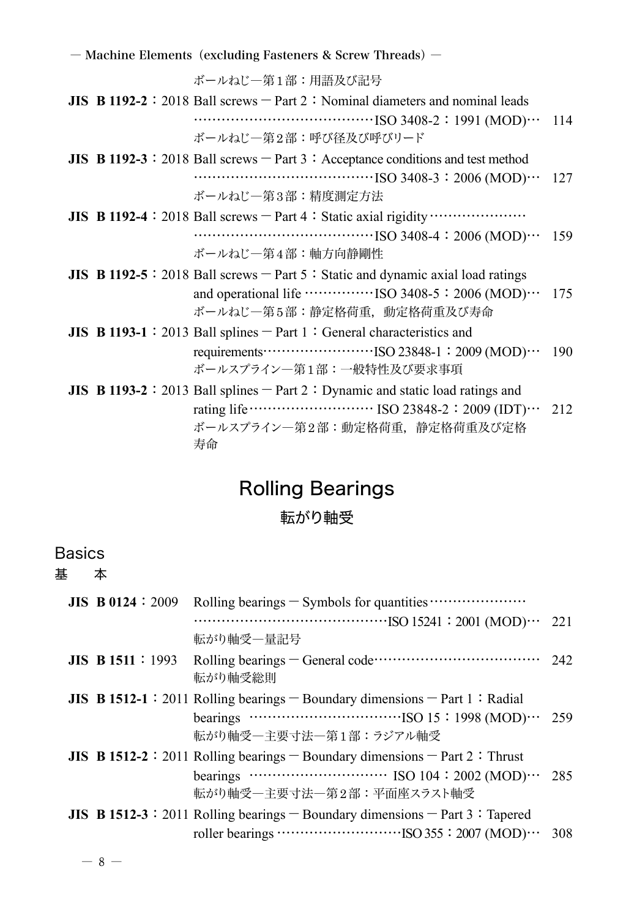ボールねじ―第１部：用語及び記号

**JIS B 1192-2**：2018 Ball screws ― Part 2：Nominal diameters and nominal leads ……………………………………ISO 3408-2：1991 (MOD)… 114
ボールねじ―第２部：呼び径及び呼びリード

**JIS B 1192-3**：2018 Ball screws ― Part 3：Acceptance conditions and test method ……………………………………ISO 3408-3：2006 (MOD)… 127
ボールねじ―第３部：精度測定方法

**JIS B 1192-4**：2018 Ball screws ― Part 4：Static axial rigidity…………………… ……………………………………ISO 3408-4：2006 (MOD)… 159
ボールねじ―第４部：軸方向静剛性

**JIS B 1192-5**：2018 Ball screws ― Part 5：Static and dynamic axial load ratings and operational life ……………ISO 3408-5：2006 (MOD)… 175
ボールねじ―第５部：静定格荷重，動定格荷重及び寿命

**JIS B 1193-1**：2013 Ball splines ― Part 1：General characteristics and requirements……………………ISO 23848-1：2009 (MOD)… 190
ボールスプライン―第１部：一般特性及び要求事項

**JIS B 1193-2**：2013 Ball splines ― Part 2：Dynamic and static load ratings and rating life……………………… ISO 23848-2：2009 (IDT)… 212
ボールスプライン―第２部：動定格荷重，静定格荷重及び定格寿命

# Rolling Bearings

## 転がり軸受

### Basics

### 基　本

**JIS B 0124**：2009　Rolling bearings ― Symbols for quantities………………… ………………………………………ISO 15241：2001 (MOD)… 221
転がり軸受―量記号

**JIS B 1511**：1993　Rolling bearings ― General code……………………………… 242
転がり軸受総則

**JIS B 1512-1**：2011 Rolling bearings ― Boundary dimensions ― Part 1：Radial bearings ……………………………ISO 15：1998 (MOD)… 259
転がり軸受―主要寸法―第１部：ラジアル軸受

**JIS B 1512-2**：2011 Rolling bearings ― Boundary dimensions ― Part 2：Thrust bearings ………………………… ISO 104：2002 (MOD)… 285
転がり軸受―主要寸法―第２部：平面座スラスト軸受

**JIS B 1512-3**：2011 Rolling bearings ― Boundary dimensions ― Part 3：Tapered roller bearings ………………………ISO 355：2007 (MOD)… 308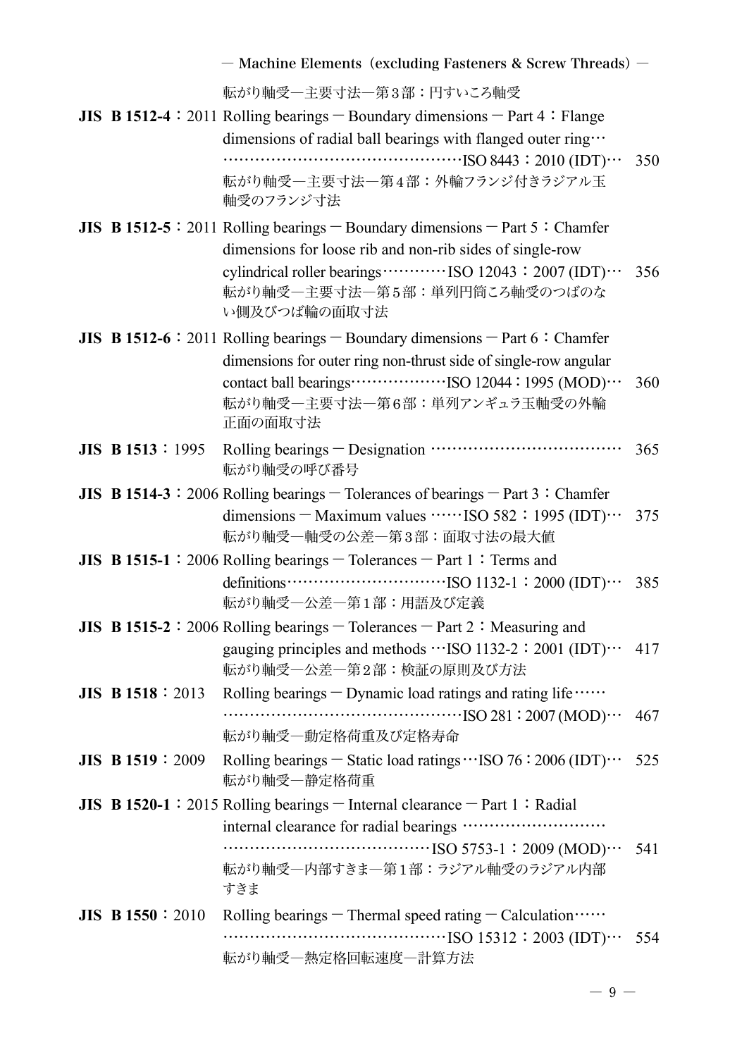転がり軸受—主要寸法—第３部：円すいころ軸受

**JIS B 1512-4**：2011 Rolling bearings − Boundary dimensions − Part 4：Flange dimensions of radial ball bearings with flanged outer ring…………………………………………………ISO 8443：2010 (IDT)… 350
転がり軸受—主要寸法—第４部：外輪フランジ付きラジアル玉軸受のフランジ寸法

**JIS B 1512-5**：2011 Rolling bearings − Boundary dimensions − Part 5：Chamfer dimensions for loose rib and non-rib sides of single-row cylindrical roller bearings…………ISO 12043：2007 (IDT)… 356
転がり軸受—主要寸法—第５部：単列円筒ころ軸受のつばのない側及びつば輪の面取寸法

**JIS B 1512-6**：2011 Rolling bearings − Boundary dimensions − Part 6：Chamfer dimensions for outer ring non-thrust side of single-row angular contact ball bearings………………ISO 12044：1995 (MOD)… 360
転がり軸受—主要寸法—第６部：単列アンギュラ玉軸受の外輪正面の面取寸法

**JIS B 1513**：1995 Rolling bearings − Designation ……………………………… 365
転がり軸受の呼び番号

**JIS B 1514-3**：2006 Rolling bearings − Tolerances of bearings − Part 3：Chamfer dimensions − Maximum values ……ISO 582：1995 (IDT)… 375
転がり軸受—軸受の公差—第３部：面取寸法の最大値

**JIS B 1515-1**：2006 Rolling bearings − Tolerances − Part 1：Terms and definitions…………………………ISO 1132-1：2000 (IDT)… 385
転がり軸受—公差—第１部：用語及び定義

**JIS B 1515-2**：2006 Rolling bearings − Tolerances − Part 2：Measuring and gauging principles and methods …ISO 1132-2：2001 (IDT)… 417
転がり軸受—公差—第２部：検証の原則及び方法

**JIS B 1518**：2013 Rolling bearings − Dynamic load ratings and rating life……………………………………………………ISO 281：2007 (MOD)… 467
転がり軸受—動定格荷重及び定格寿命

**JIS B 1519**：2009 Rolling bearings − Static load ratings…ISO 76：2006 (IDT)… 525
転がり軸受—静定格荷重

**JIS B 1520-1**：2015 Rolling bearings − Internal clearance − Part 1：Radial internal clearance for radial bearings ……………………………………………………ISO 5753-1：2009 (MOD)… 541
転がり軸受—内部すきま—第１部：ラジアル軸受のラジアル内部すきま

**JIS B 1550**：2010 Rolling bearings − Thermal speed rating − Calculation………………………………………………ISO 15312：2003 (IDT)… 554
転がり軸受—熱定格回転速度—計算方法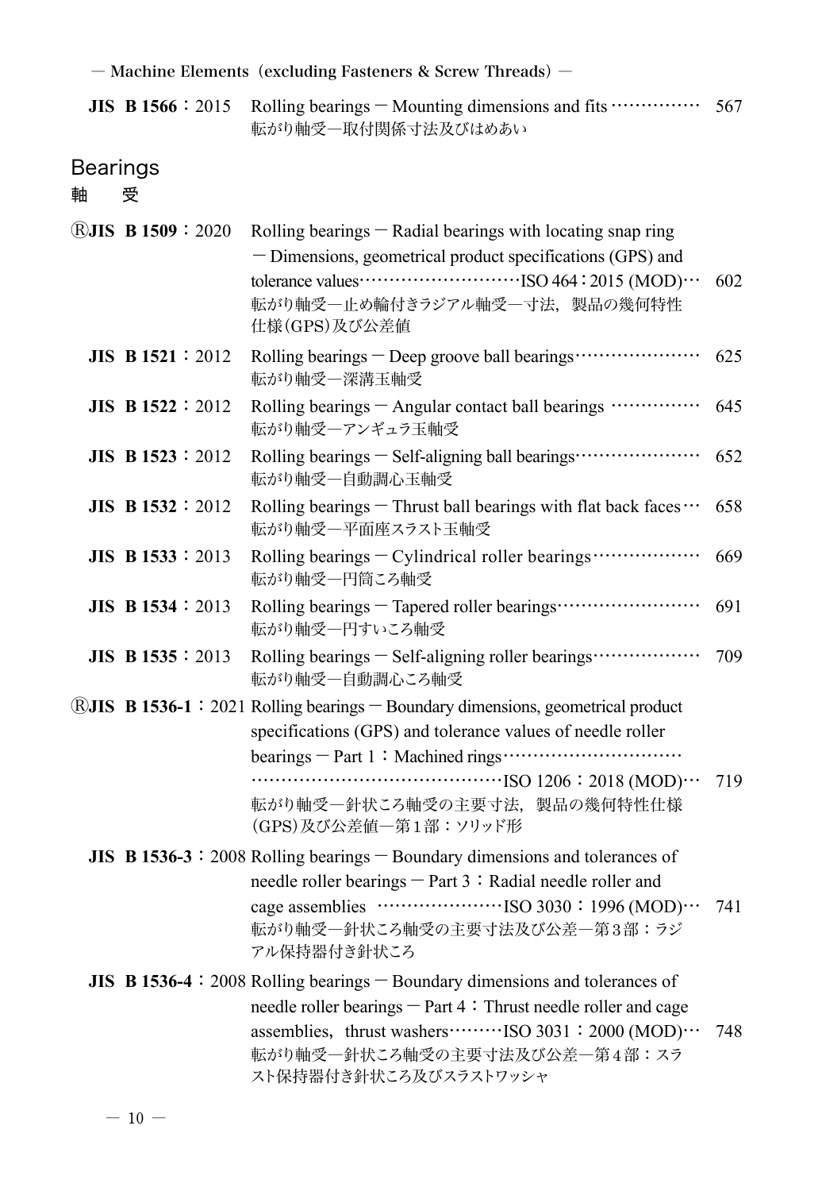— Machine Elements（excluding Fasteners & Screw Threads）—

| | | |
|---|---|---|
| **JIS B 1566**：2015 | Rolling bearings — Mounting dimensions and fits<br>転がり軸受—取付関係寸法及びはめあい | 567 |

## Bearings
## 軸　受

| | | |
|---|---|---|
| Ⓡ**JIS B 1509**：2020 | Rolling bearings — Radial bearings with locating snap ring — Dimensions, geometrical product specifications (GPS) and tolerance values ISO 464：2015 (MOD)<br>転がり軸受—止め輪付きラジアル軸受—寸法，製品の幾何特性仕様（GPS）及び公差値 | 602 |
| **JIS B 1521**：2012 | Rolling bearings — Deep groove ball bearings<br>転がり軸受—深溝玉軸受 | 625 |
| **JIS B 1522**：2012 | Rolling bearings — Angular contact ball bearings<br>転がり軸受—アンギュラ玉軸受 | 645 |
| **JIS B 1523**：2012 | Rolling bearings — Self-aligning ball bearings<br>転がり軸受—自動調心玉軸受 | 652 |
| **JIS B 1532**：2012 | Rolling bearings — Thrust ball bearings with flat back faces<br>転がり軸受—平面座スラスト玉軸受 | 658 |
| **JIS B 1533**：2013 | Rolling bearings — Cylindrical roller bearings<br>転がり軸受—円筒ころ軸受 | 669 |
| **JIS B 1534**：2013 | Rolling bearings — Tapered roller bearings<br>転がり軸受—円すいころ軸受 | 691 |
| **JIS B 1535**：2013 | Rolling bearings — Self-aligning roller bearings<br>転がり軸受—自動調心ころ軸受 | 709 |
| Ⓡ**JIS B 1536-1**：2021 | Rolling bearings — Boundary dimensions, geometrical product specifications (GPS) and tolerance values of needle roller bearings — Part 1：Machined rings ISO 1206：2018 (MOD)<br>転がり軸受—針状ころ軸受の主要寸法，製品の幾何特性仕様（GPS）及び公差値—第1部：ソリッド形 | 719 |
| **JIS B 1536-3**：2008 | Rolling bearings — Boundary dimensions and tolerances of needle roller bearings — Part 3：Radial needle roller and cage assemblies ISO 3030：1996 (MOD)<br>転がり軸受—針状ころ軸受の主要寸法及び公差—第3部：ラジアル保持器付き針状ころ | 741 |
| **JIS B 1536-4**：2008 | Rolling bearings — Boundary dimensions and tolerances of needle roller bearings — Part 4：Thrust needle roller and cage assemblies，thrust washers ISO 3031：2000 (MOD)<br>転がり軸受—針状ころ軸受の主要寸法及び公差—第4部：スラスト保持器付き針状ころ及びスラストワッシャ | 748 |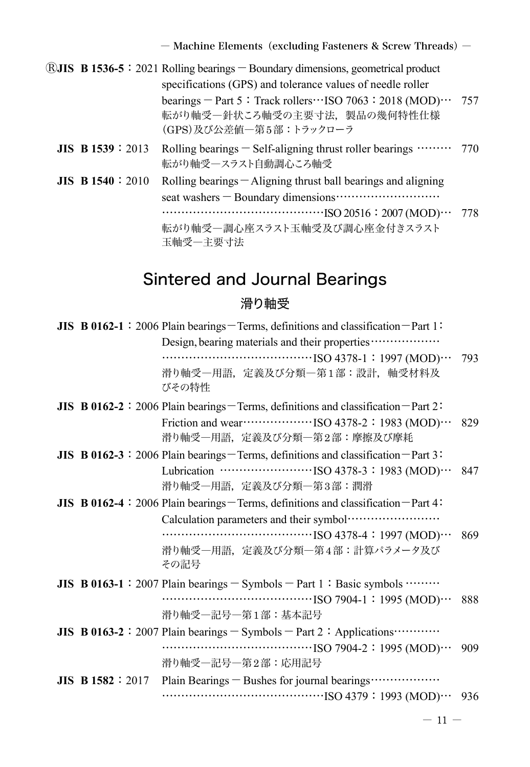ⓇJIS B 1536-5：2021 Rolling bearings − Boundary dimensions, geometrical product specifications (GPS) and tolerance values of needle roller bearings − Part 5：Track rollers…ISO 7063：2018 (MOD)… 757
転がり軸受―針状ころ軸受の主要寸法，製品の幾何特性仕様(GPS)及び公差値―第５部：トラックローラ

**JIS B 1539**：2013 Rolling bearings − Self-aligning thrust roller bearings ……… 770
転がり軸受―スラスト自動調心ころ軸受

**JIS B 1540**：2010 Rolling bearings − Aligning thrust ball bearings and aligning seat washers − Boundary dimensions………………………………………………………………ISO 20516：2007 (MOD)… 778
転がり軸受―調心座スラスト玉軸受及び調心座金付きスラスト玉軸受―主要寸法

## Sintered and Journal Bearings

### 滑り軸受

**JIS B 0162-1**：2006 Plain bearings − Terms, definitions and classification − Part 1：Design, bearing materials and their properties………………………………………………………ISO 4378-1：1997 (MOD)… 793
滑り軸受―用語，定義及び分類―第１部：設計，軸受材料及びその特性

**JIS B 0162-2**：2006 Plain bearings − Terms, definitions and classification − Part 2：Friction and wear………………ISO 4378-2：1983 (MOD)… 829
滑り軸受―用語，定義及び分類―第２部：摩擦及び摩耗

**JIS B 0162-3**：2006 Plain bearings − Terms, definitions and classification − Part 3：Lubrication ……………………ISO 4378-3：1983 (MOD)… 847
滑り軸受―用語，定義及び分類―第３部：潤滑

**JIS B 0162-4**：2006 Plain bearings − Terms, definitions and classification − Part 4：Calculation parameters and their symbol…………………………………………………………ISO 4378-4：1997 (MOD)… 869
滑り軸受―用語，定義及び分類―第４部：計算パラメータ及びその記号

**JIS B 0163-1**：2007 Plain bearings − Symbols − Part 1：Basic symbols ………………………………………………ISO 7904-1：1995 (MOD)… 888
滑り軸受―記号―第１部：基本記号

**JIS B 0163-2**：2007 Plain bearings − Symbols − Part 2：Applications……………………………………………………ISO 7904-2：1995 (MOD)… 909
滑り軸受―記号―第２部：応用記号

**JIS B 1582**：2017 Plain Bearings − Bushes for journal bearings…………………………………………………………ISO 4379：1993 (MOD)… 936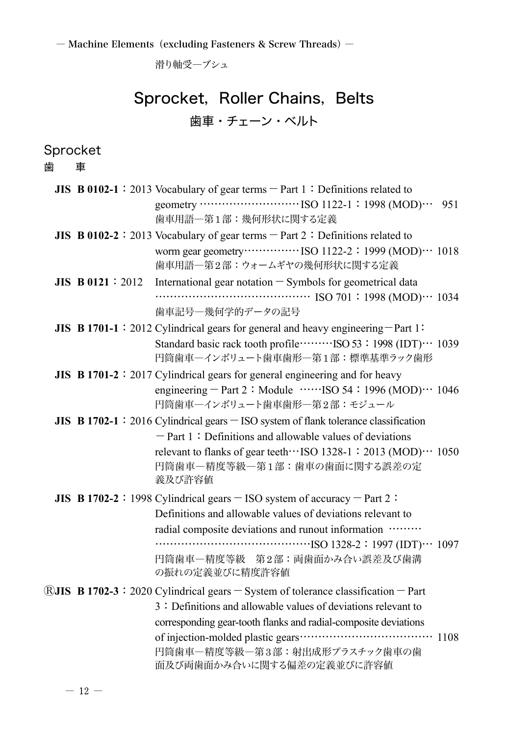滑り軸受―ブシュ

# Sprocket, Roller Chains, Belts

歯車・チェーン・ベルト

## Sprocket

歯　車

**JIS B 0102-1**：2013 Vocabulary of gear terms － Part 1：Definitions related to geometry ………………………ISO 1122-1：1998 (MOD)… 951
歯車用語―第１部：幾何形状に関する定義

**JIS B 0102-2**：2013 Vocabulary of gear terms － Part 2：Definitions related to worm gear geometry……………ISO 1122-2：1999 (MOD)… 1018
歯車用語―第２部：ウォームギヤの幾何形状に関する定義

**JIS B 0121**：2012 International gear notation － Symbols for geometrical data …………………………………… ISO 701：1998 (MOD)… 1034
歯車記号―幾何学的データの記号

**JIS B 1701-1**：2012 Cylindrical gears for general and heavy engineering－Part 1：Standard basic rack tooth profile………ISO 53：1998 (IDT)… 1039
円筒歯車―インボリュート歯車歯形―第１部：標準基準ラック歯形

**JIS B 1701-2**：2017 Cylindrical gears for general engineering and for heavy engineering － Part 2：Module ……ISO 54：1996 (MOD)… 1046
円筒歯車―インボリュート歯車歯形―第２部：モジュール

**JIS B 1702-1**：2016 Cylindrical gears － ISO system of flank tolerance classification － Part 1：Definitions and allowable values of deviations relevant to flanks of gear teeth…ISO 1328-1：2013 (MOD)… 1050
円筒歯車―精度等級―第１部：歯車の歯面に関する誤差の定義及び許容値

**JIS B 1702-2**：1998 Cylindrical gears － ISO system of accuracy － Part 2：Definitions and allowable values of deviations relevant to radial composite deviations and runout information ………………………………………………ISO 1328-2：1997 (IDT)… 1097
円筒歯車―精度等級　第２部：両歯面かみ合い誤差及び歯溝の振れの定義並びに精度許容値

Ⓡ**JIS B 1702-3**：2020 Cylindrical gears － System of tolerance classification － Part 3：Definitions and allowable values of deviations relevant to corresponding gear-tooth flanks and radial-composite deviations of injection-molded plastic gears……………………………… 1108
円筒歯車―精度等級―第３部：射出成形プラスチック歯車の歯面及び両歯面かみ合いに関する偏差の定義並びに許容値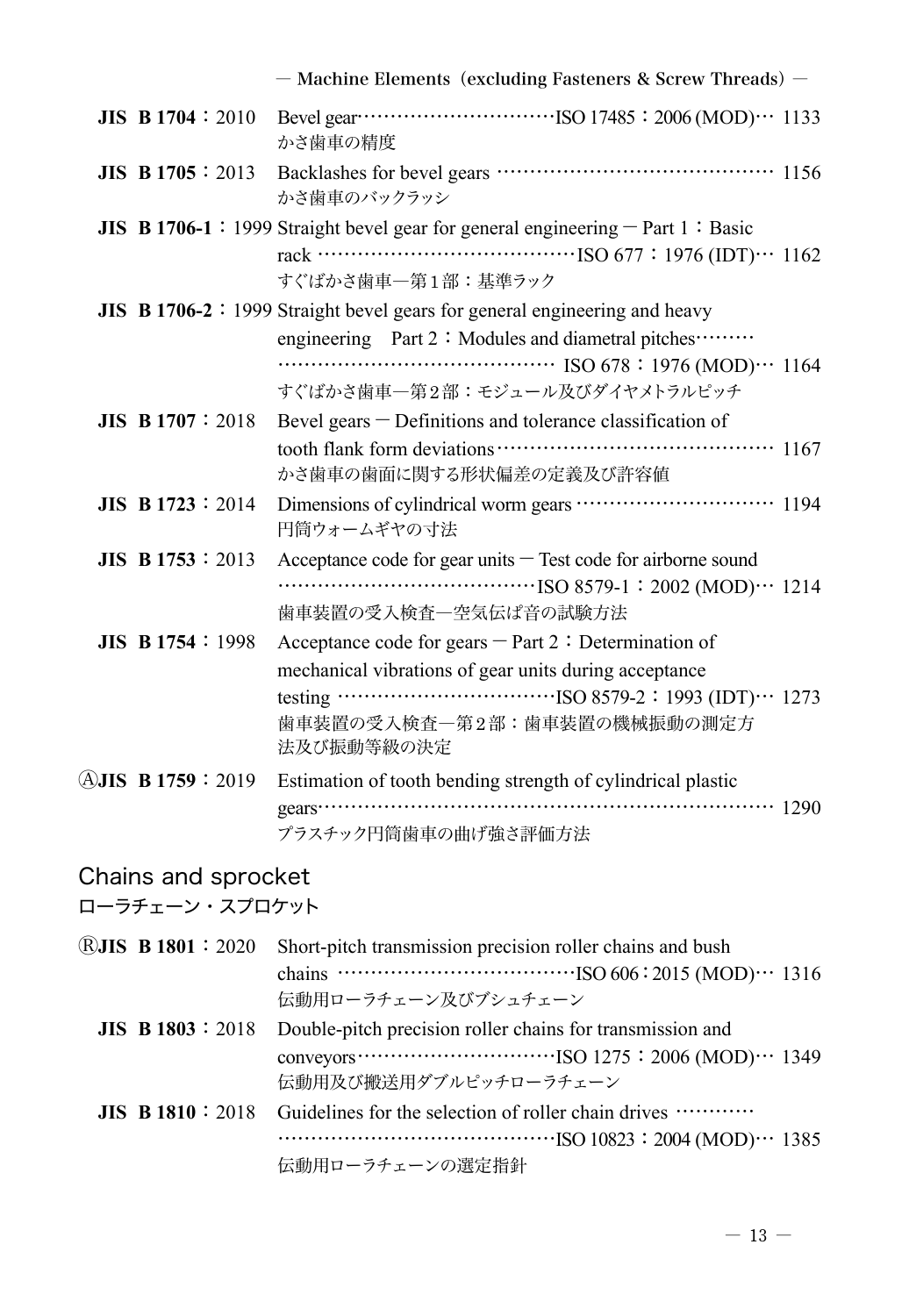— Machine Elements（excluding Fasteners & Screw Threads）—

**JIS B 1704**：2010 Bevel gear……………………………ISO 17485：2006 (MOD)… 1133
かさ歯車の精度

**JIS B 1705**：2013 Backlashes for bevel gears ………………………………………… 1156
かさ歯車のバックラッシ

**JIS B 1706-1**：1999 Straight bevel gear for general engineering — Part 1：Basic rack ……………………………………ISO 677：1976 (IDT)… 1162
すぐばかさ歯車—第１部：基準ラック

**JIS B 1706-2**：1999 Straight bevel gears for general engineering and heavy engineering Part 2：Modules and diametral pitches……… ……………………………………… ISO 678：1976 (MOD)… 1164
すぐばかさ歯車—第２部：モジュール及びダイヤメトラルピッチ

**JIS B 1707**：2018 Bevel gears — Definitions and tolerance classification of tooth flank form deviations………………………………………… 1167
かさ歯車の歯面に関する形状偏差の定義及び許容値

**JIS B 1723**：2014 Dimensions of cylindrical worm gears ………………………… 1194
円筒ウォームギヤの寸法

**JIS B 1753**：2013 Acceptance code for gear units — Test code for airborne sound ……………………………………ISO 8579-1：2002 (MOD)… 1214
歯車装置の受入検査—空気伝ぱ音の試験方法

**JIS B 1754**：1998 Acceptance code for gears — Part 2：Determination of mechanical vibrations of gear units during acceptance testing ………………………………ISO 8579-2：1993 (IDT)… 1273
歯車装置の受入検査—第２部：歯車装置の機械振動の測定方法及び振動等級の決定

Ⓐ**JIS B 1759**：2019 Estimation of tooth bending strength of cylindrical plastic gears…………………………………………………………… 1290
プラスチック円筒歯車の曲げ強さ評価方法

## Chains and sprocket
## ローラチェーン・スプロケット

Ⓡ**JIS B 1801**：2020 Short-pitch transmission precision roller chains and bush chains ………………………………ISO 606：2015 (MOD)… 1316
伝動用ローラチェーン及びブシュチェーン

**JIS B 1803**：2018 Double-pitch precision roller chains for transmission and conveyors…………………………ISO 1275：2006 (MOD)… 1349
伝動用及び搬送用ダブルピッチローラチェーン

**JIS B 1810**：2018 Guidelines for the selection of roller chain drives ………… ……………………………………ISO 10823：2004 (MOD)… 1385
伝動用ローラチェーンの選定指針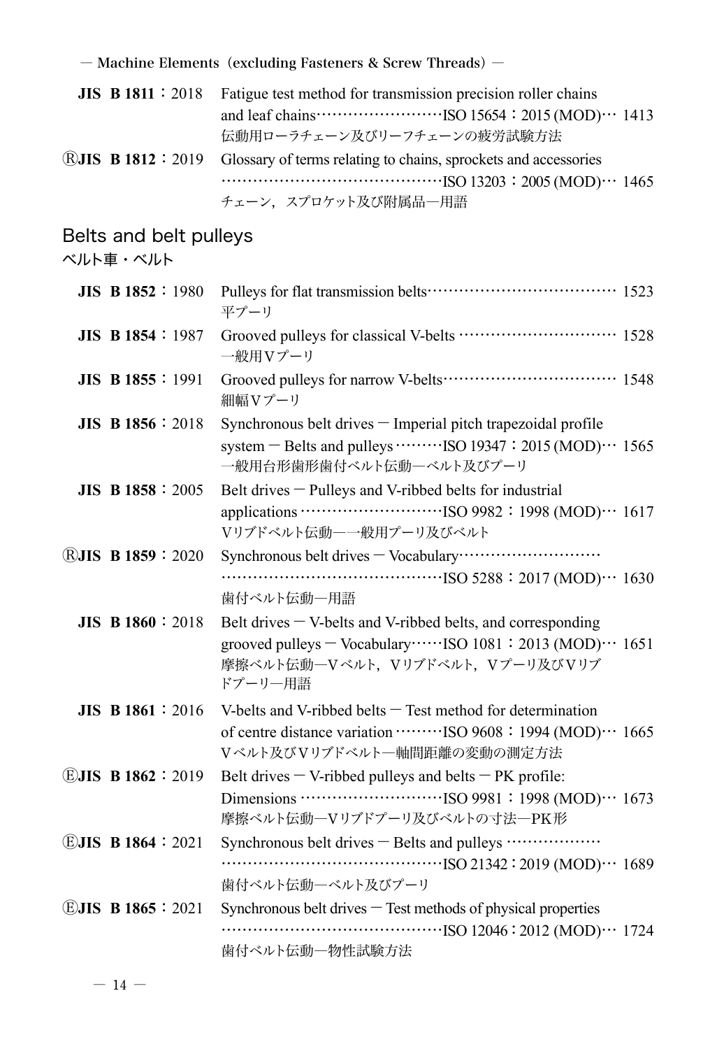— Machine Elements (excluding Fasteners & Screw Threads) —

**JIS B 1811**：2018 Fatigue test method for transmission precision roller chains and leaf chains……………………ISO 15654：2015 (MOD)… 1413
伝動用ローラチェーン及びリーフチェーンの疲労試験方法

Ⓡ**JIS B 1812**：2019 Glossary of terms relating to chains, sprockets and accessories ……………………………………ISO 13203：2005 (MOD)… 1465
チェーン，スプロケット及び附属品—用語

## Belts and belt pulleys

ベルト車・ベルト

**JIS B 1852**：1980 Pulleys for flat transmission belts……………………………… 1523
平プーリ

**JIS B 1854**：1987 Grooved pulleys for classical V-belts ………………………… 1528
一般用Vプーリ

**JIS B 1855**：1991 Grooved pulleys for narrow V-belts…………………………… 1548
細幅Vプーリ

**JIS B 1856**：2018 Synchronous belt drives — Imperial pitch trapezoidal profile system — Belts and pulleys ………ISO 19347：2015 (MOD)… 1565
一般用台形歯形歯付ベルト伝動—ベルト及びプーリ

**JIS B 1858**：2005 Belt drives — Pulleys and V-ribbed belts for industrial applications ………………………ISO 9982：1998 (MOD)… 1617
Vリブドベルト伝動——般用プーリ及びベルト

Ⓡ**JIS B 1859**：2020 Synchronous belt drives — Vocabulary……………………… ……………………………………ISO 5288：2017 (MOD)… 1630
歯付ベルト伝動—用語

**JIS B 1860**：2018 Belt drives — V-belts and V-ribbed belts, and corresponding grooved pulleys — Vocabulary……ISO 1081：2013 (MOD)… 1651
摩擦ベルト伝動—Vベルト，Vリブドベルト，Vプーリ及びVリブドプーリ—用語

**JIS B 1861**：2016 V-belts and V-ribbed belts — Test method for determination of centre distance variation ………ISO 9608：1994 (MOD)… 1665
Vベルト及びVリブドベルト—軸間距離の変動の測定方法

Ⓔ**JIS B 1862**：2019 Belt drives — V-ribbed pulleys and belts — PK profile: Dimensions ………………………ISO 9981：1998 (MOD)… 1673
摩擦ベルト伝動—Vリブドプーリ及びベルトの寸法—PK形

Ⓔ**JIS B 1864**：2021 Synchronous belt drives — Belts and pulleys ……………… ……………………………………ISO 21342：2019 (MOD)… 1689
歯付ベルト伝動—ベルト及びプーリ

Ⓔ**JIS B 1865**：2021 Synchronous belt drives — Test methods of physical properties ……………………………………ISO 12046：2012 (MOD)… 1724
歯付ベルト伝動—物性試験方法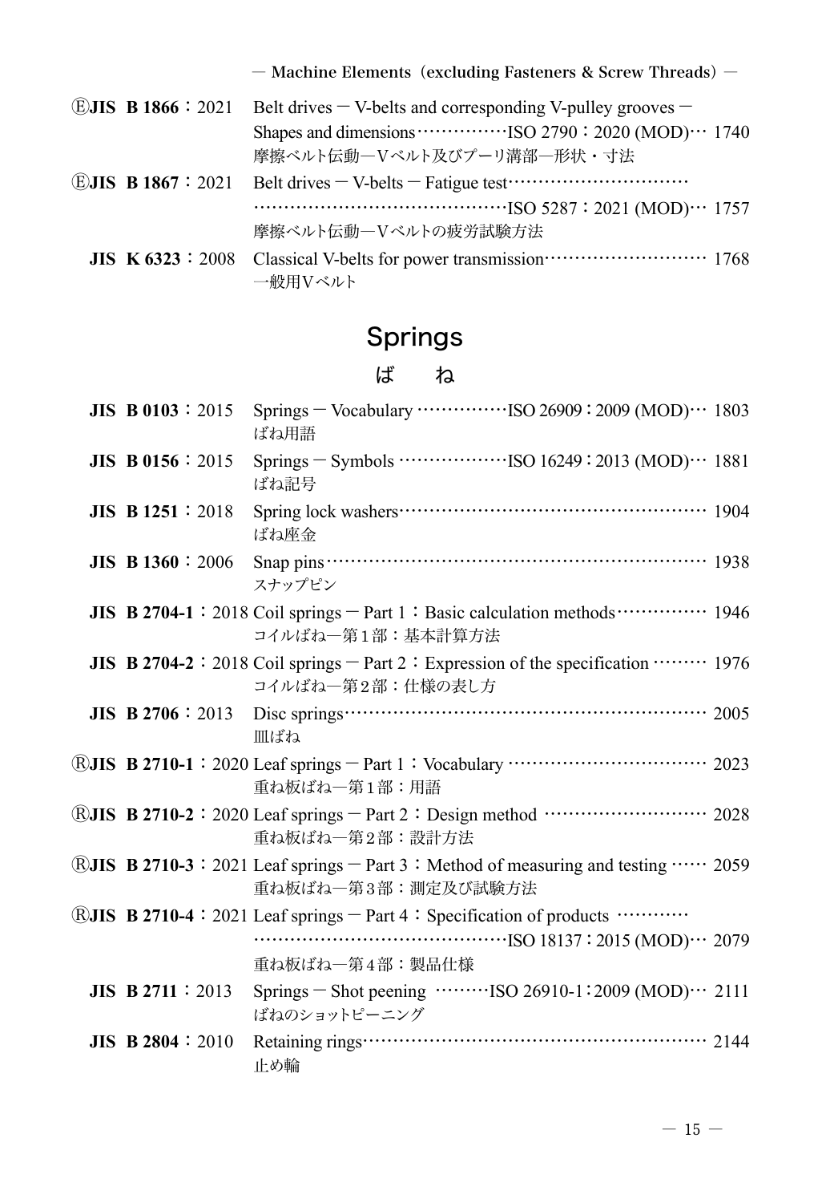— Machine Elements（excluding Fasteners & Screw Threads）—

ⒺJIS B 1866：2021 Belt drives — V-belts and corresponding V-pulley grooves — Shapes and dimensions……………ISO 2790：2020 (MOD)… 1740
摩擦ベルト伝動—Vベルト及びプーリ溝部—形状・寸法

ⒺJIS B 1867：2021 Belt drives — V-belts — Fatigue test……………………………………………………………………ISO 5287：2021 (MOD)… 1757
摩擦ベルト伝動—Vベルトの疲労試験方法

JIS K 6323：2008 Classical V-belts for power transmission……………………… 1768
一般用Vベルト

## Springs

## ば　ね

JIS B 0103：2015 Springs — Vocabulary ……………ISO 26909：2009 (MOD)… 1803
ばね用語

JIS B 0156：2015 Springs — Symbols ………………ISO 16249：2013 (MOD)… 1881
ばね記号

JIS B 1251：2018 Spring lock washers……………………………………………… 1904
ばね座金

JIS B 1360：2006 Snap pins………………………………………………………… 1938
スナップピン

JIS B 2704-1：2018 Coil springs — Part 1：Basic calculation methods…………… 1946
コイルばね—第1部：基本計算方法

JIS B 2704-2：2018 Coil springs — Part 2：Expression of the specification ……… 1976
コイルばね—第2部：仕様の表し方

JIS B 2706：2013 Disc springs……………………………………………………… 2005
皿ばね

ⓇJIS B 2710-1：2020 Leaf springs — Part 1：Vocabulary …………………………… 2023
重ね板ばね—第1部：用語

ⓇJIS B 2710-2：2020 Leaf springs — Part 2：Design method ……………………… 2028
重ね板ばね—第2部：設計方法

ⓇJIS B 2710-3：2021 Leaf springs — Part 3：Method of measuring and testing …… 2059
重ね板ばね—第3部：測定及び試験方法

ⓇJIS B 2710-4：2021 Leaf springs — Part 4：Specification of products ……………………………………………………ISO 18137：2015 (MOD)… 2079
重ね板ばね—第4部：製品仕様

JIS B 2711：2013 Springs — Shot peening ………ISO 26910-1：2009 (MOD)… 2111
ばねのショットピーニング

JIS B 2804：2010 Retaining rings…………………………………………………… 2144
止め輪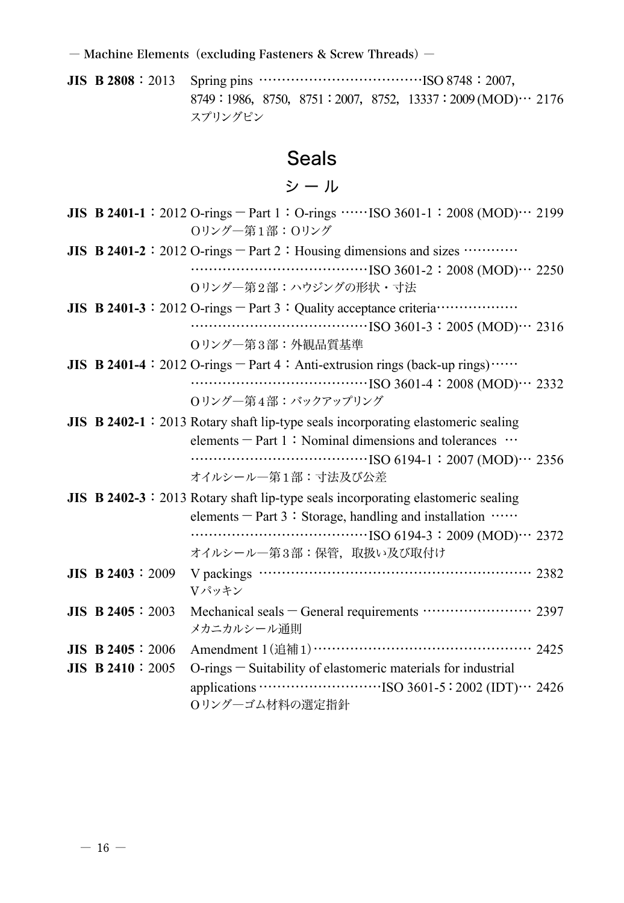**JIS B 2808**：2013 Spring pins ………………………………ISO 8748：2007, 8749：1986, 8750, 8751：2007, 8752, 13337：2009 (MOD)… 2176
スプリングピン

## Seals

## シール

**JIS B 2401-1**：2012 O-rings － Part 1：O-rings ……ISO 3601-1：2008 (MOD)… 2199
Oリング―第1部：Oリング

**JIS B 2401-2**：2012 O-rings － Part 2：Housing dimensions and sizes ………… …………………………………ISO 3601-2：2008 (MOD)… 2250
Oリング―第2部：ハウジングの形状・寸法

**JIS B 2401-3**：2012 O-rings － Part 3：Quality acceptance criteria……………… …………………………………ISO 3601-3：2005 (MOD)… 2316
Oリング―第3部：外観品質基準

**JIS B 2401-4**：2012 O-rings － Part 4：Anti-extrusion rings (back-up rings)…… …………………………………ISO 3601-4：2008 (MOD)… 2332
Oリング―第4部：バックアップリング

**JIS B 2402-1**：2013 Rotary shaft lip-type seals incorporating elastomeric sealing elements － Part 1：Nominal dimensions and tolerances … …………………………………ISO 6194-1：2007 (MOD)… 2356
オイルシール―第1部：寸法及び公差

**JIS B 2402-3**：2013 Rotary shaft lip-type seals incorporating elastomeric sealing elements － Part 3：Storage, handling and installation …… …………………………………ISO 6194-3：2009 (MOD)… 2372
オイルシール―第3部：保管，取扱い及び取付け

**JIS B 2403**：2009 V packings ……………………………………………………… 2382
Vパッキン

**JIS B 2405**：2003 Mechanical seals － General requirements …………………… 2397
メカニカルシール通則

**JIS B 2405**：2006 Amendment 1（追補1）………………………………………… 2425

**JIS B 2410**：2005 O-rings － Suitability of elastomeric materials for industrial applications ………………………ISO 3601-5：2002 (IDT)… 2426
Oリング―ゴム材料の選定指針